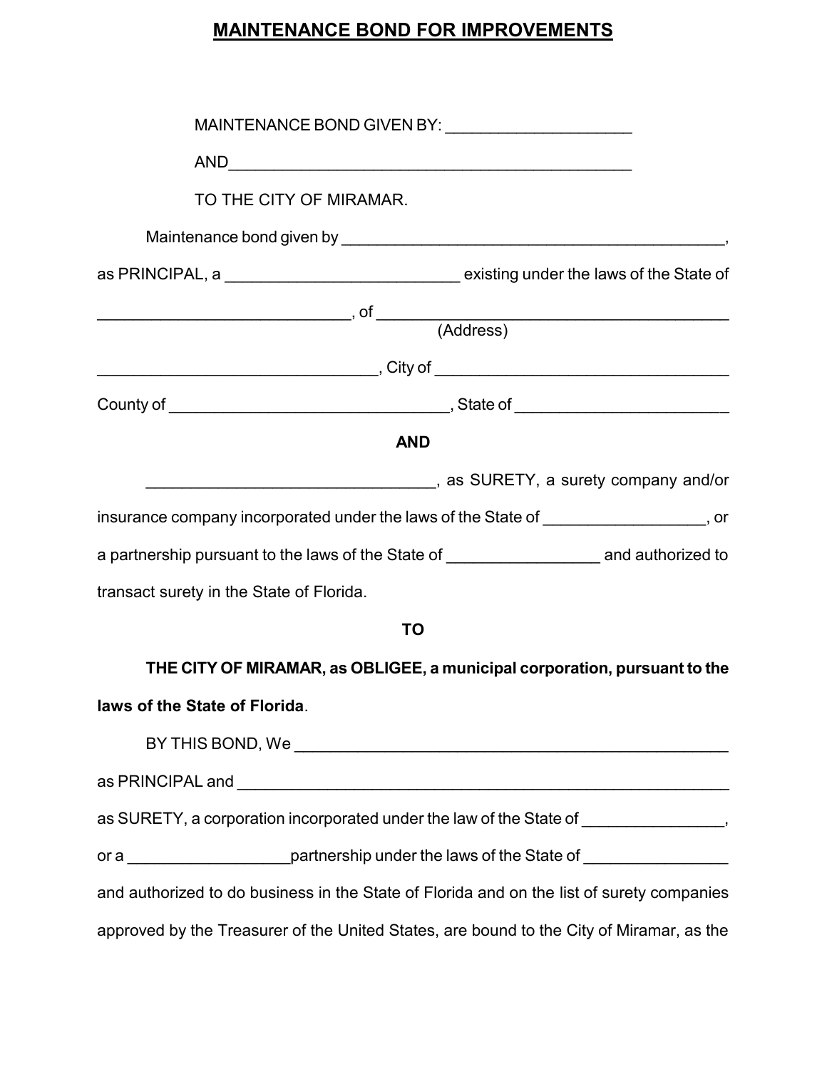# MAINTENANCE BOND FOR IMPROVEMENTS

MAINTENANCE BOND GIVEN BY: ____________________

AND ____________________________________________

TO THE CITY OF MIRAMAR.

Maintenance bond given by ________________________________________,

as PRINCIPAL, a _________________________ existing under the laws of the State of

___________________________, of ______________________________________
(Address)

______________________________, City of ________________________________

County of ______________________________, State of _______________________

**AND**

______________________________, as SURETY, a surety company and/or insurance company incorporated under the laws of the State of _________________, or a partnership pursuant to the laws of the State of ________________ and authorized to transact surety in the State of Florida.

**TO**

**THE CITY OF MIRAMAR, as OBLIGEE, a municipal corporation, pursuant to the laws of the State of Florida**.

BY THIS BOND, We ______________________________________________

as PRINCIPAL and _____________________________________________________

as SURETY, a corporation incorporated under the law of the State of _______________,

or a _________________partnership under the laws of the State of _______________

and authorized to do business in the State of Florida and on the list of surety companies approved by the Treasurer of the United States, are bound to the City of Miramar, as the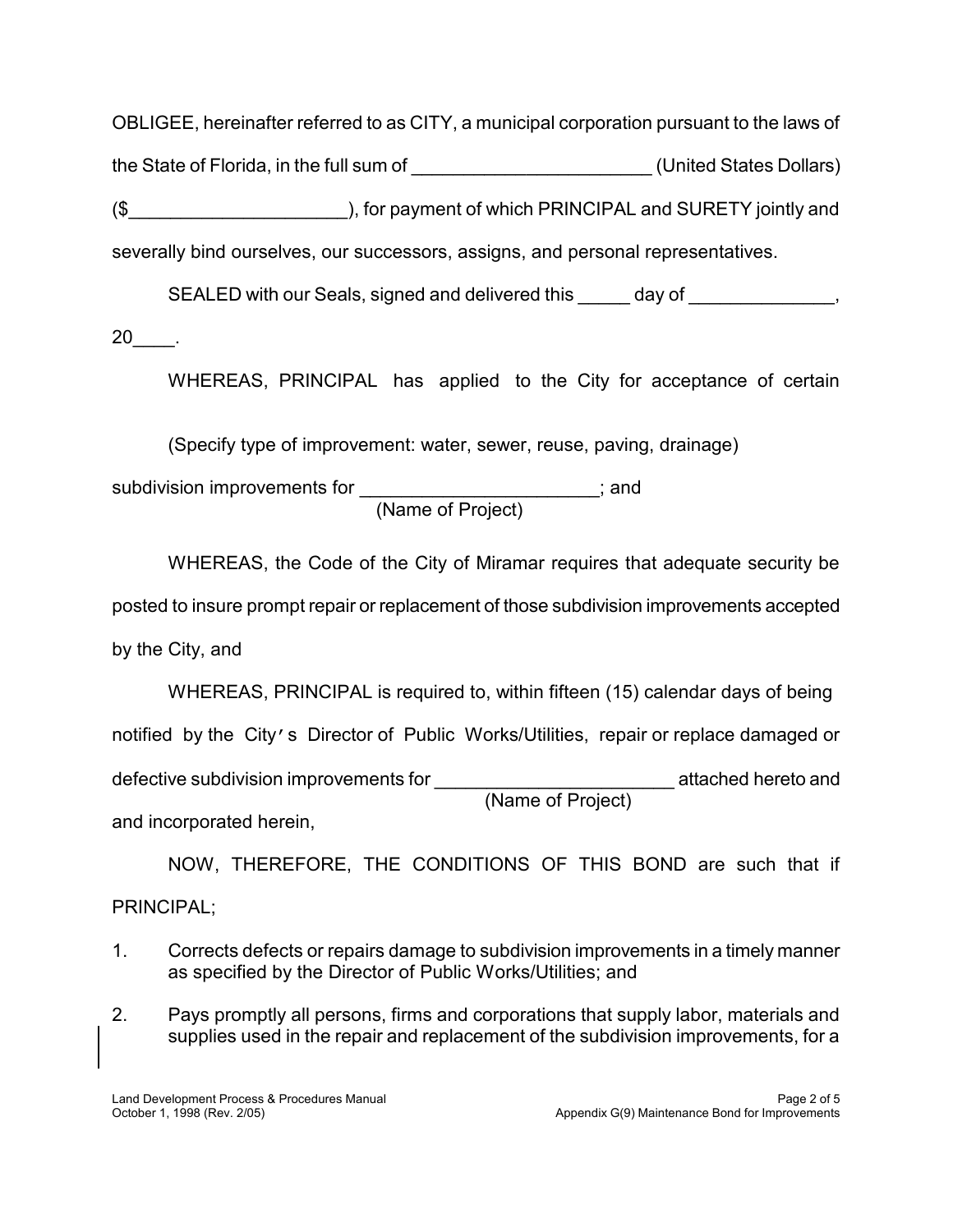OBLIGEE, hereinafter referred to as CITY, a municipal corporation pursuant to the laws of the State of Florida, in the full sum of _______________________ (United States Dollars) ($_____________________), for payment of which PRINCIPAL and SURETY jointly and severally bind ourselves, our successors, assigns, and personal representatives.

SEALED with our Seals, signed and delivered this _____ day of ______________, 20____.

WHEREAS, PRINCIPAL has applied to the City for acceptance of certain

(Specify type of improvement: water, sewer, reuse, paving, drainage)

subdivision improvements for _______________________; and
(Name of Project)

WHEREAS, the Code of the City of Miramar requires that adequate security be posted to insure prompt repair or replacement of those subdivision improvements accepted by the City, and

WHEREAS, PRINCIPAL is required to, within fifteen (15) calendar days of being notified by the City's Director of Public Works/Utilities, repair or replace damaged or defective subdivision improvements for _______________________ attached hereto and
(Name of Project)
and incorporated herein,

NOW, THEREFORE, THE CONDITIONS OF THIS BOND are such that if PRINCIPAL;

1. Corrects defects or repairs damage to subdivision improvements in a timely manner as specified by the Director of Public Works/Utilities; and

2. Pays promptly all persons, firms and corporations that supply labor, materials and supplies used in the repair and replacement of the subdivision improvements, for a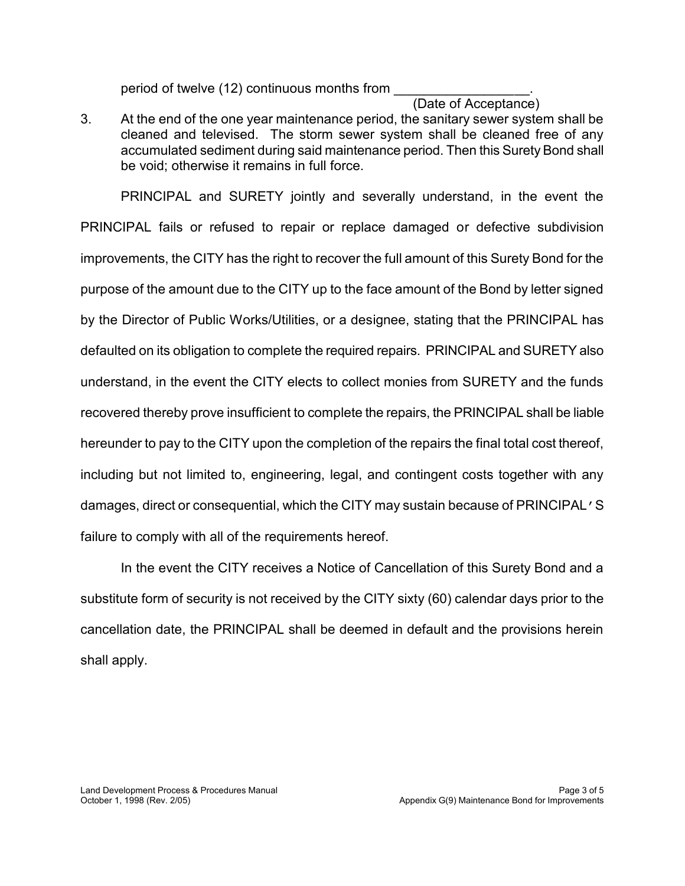period of twelve (12) continuous months from __________________.
(Date of Acceptance)

3. At the end of the one year maintenance period, the sanitary sewer system shall be cleaned and televised. The storm sewer system shall be cleaned free of any accumulated sediment during said maintenance period. Then this Surety Bond shall be void; otherwise it remains in full force.

PRINCIPAL and SURETY jointly and severally understand, in the event the PRINCIPAL fails or refused to repair or replace damaged or defective subdivision improvements, the CITY has the right to recover the full amount of this Surety Bond for the purpose of the amount due to the CITY up to the face amount of the Bond by letter signed by the Director of Public Works/Utilities, or a designee, stating that the PRINCIPAL has defaulted on its obligation to complete the required repairs. PRINCIPAL and SURETY also understand, in the event the CITY elects to collect monies from SURETY and the funds recovered thereby prove insufficient to complete the repairs, the PRINCIPAL shall be liable hereunder to pay to the CITY upon the completion of the repairs the final total cost thereof, including but not limited to, engineering, legal, and contingent costs together with any damages, direct or consequential, which the CITY may sustain because of PRINCIPAL'S failure to comply with all of the requirements hereof.

In the event the CITY receives a Notice of Cancellation of this Surety Bond and a substitute form of security is not received by the CITY sixty (60) calendar days prior to the cancellation date, the PRINCIPAL shall be deemed in default and the provisions herein shall apply.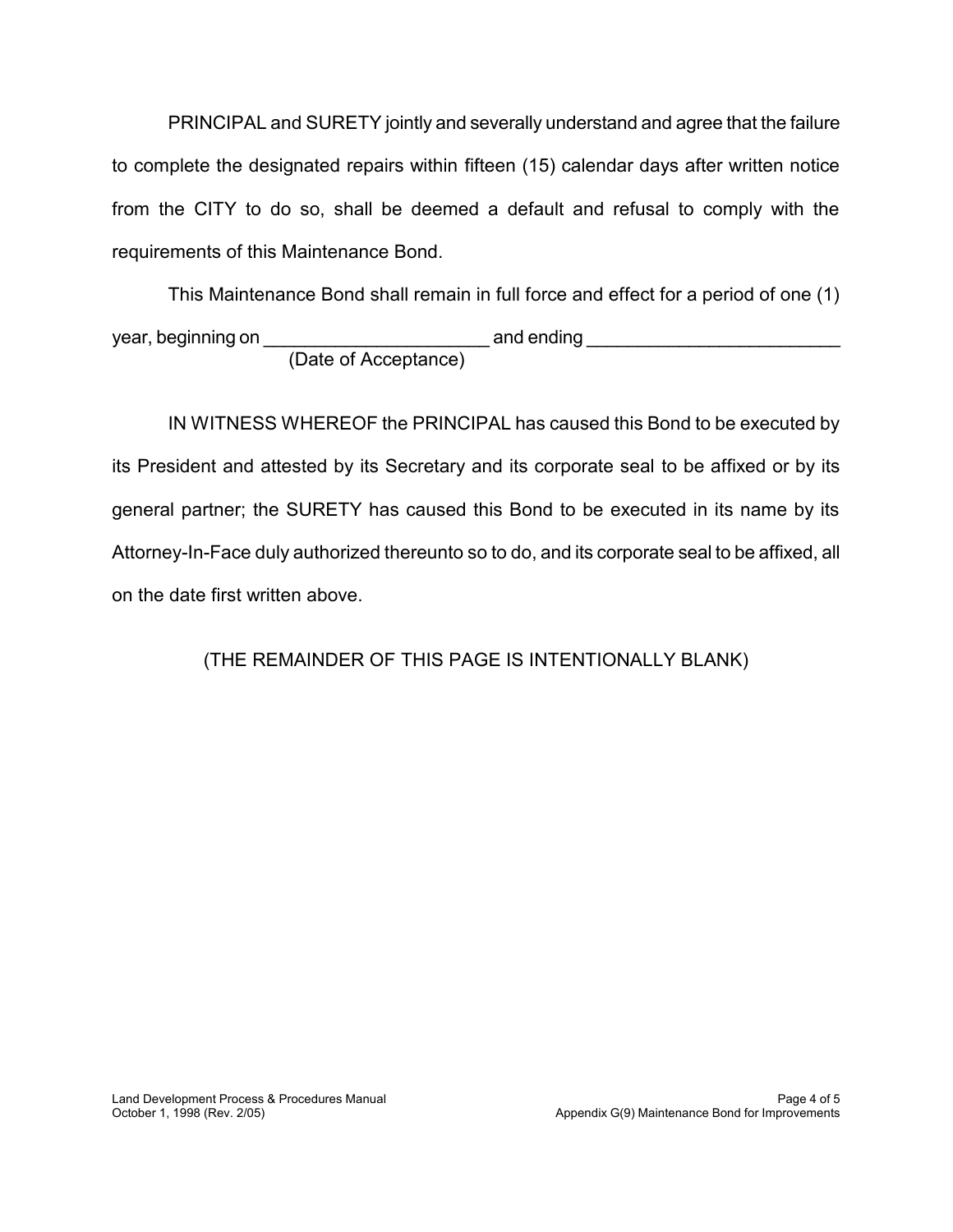PRINCIPAL and SURETY jointly and severally understand and agree that the failure to complete the designated repairs within fifteen (15) calendar days after written notice from the CITY to do so, shall be deemed a default and refusal to comply with the requirements of this Maintenance Bond.

This Maintenance Bond shall remain in full force and effect for a period of one (1) year, beginning on ______________________ and ending _________________________
(Date of Acceptance)

IN WITNESS WHEREOF the PRINCIPAL has caused this Bond to be executed by its President and attested by its Secretary and its corporate seal to be affixed or by its general partner; the SURETY has caused this Bond to be executed in its name by its Attorney-In-Face duly authorized thereunto so to do, and its corporate seal to be affixed, all on the date first written above.

(THE REMAINDER OF THIS PAGE IS INTENTIONALLY BLANK)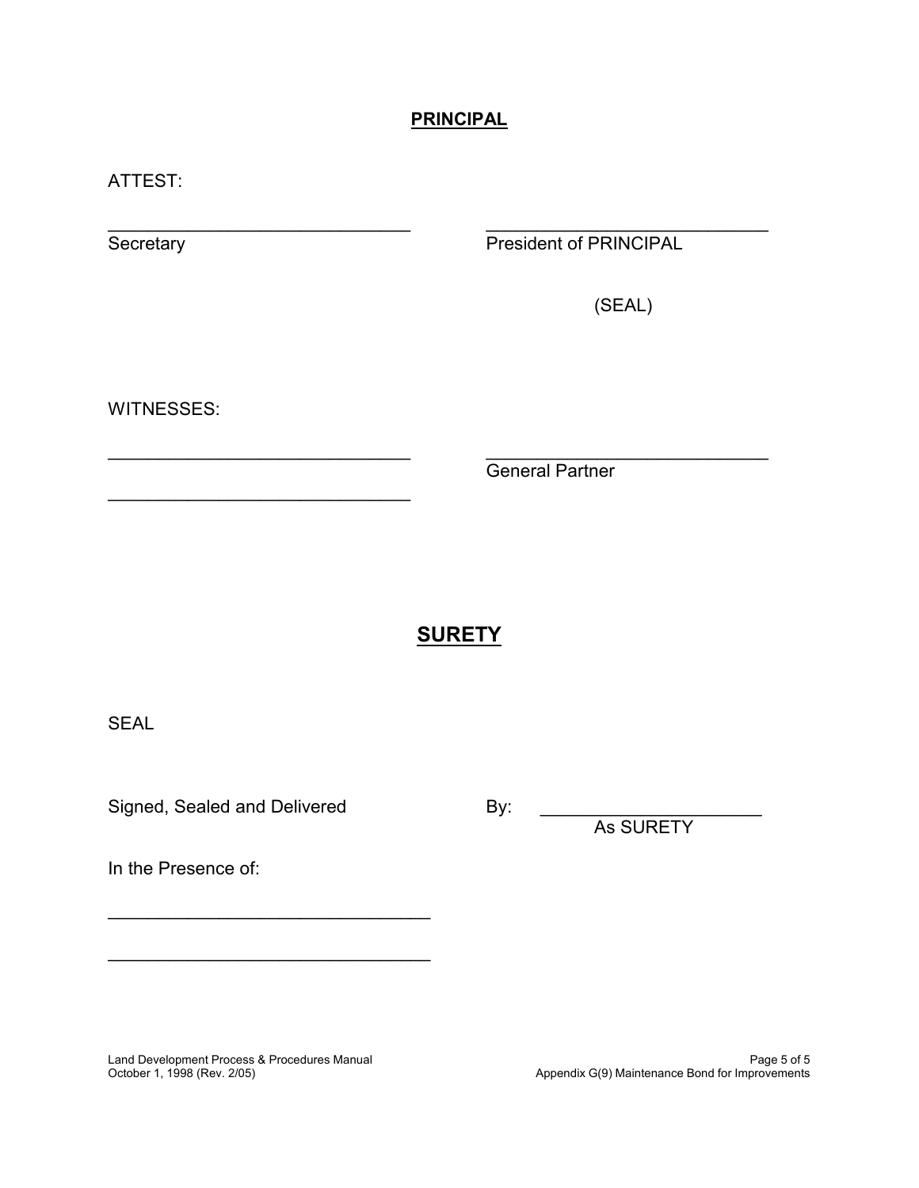**PRINCIPAL**

ATTEST:

______________________________ ______________________________

Secretary President of PRINCIPAL

(SEAL)

WITNESSES:

______________________________ ______________________________

General Partner

______________________________

## SURETY

SEAL

Signed, Sealed and Delivered By: ______________________

As SURETY

In the Presence of:

________________________________

________________________________